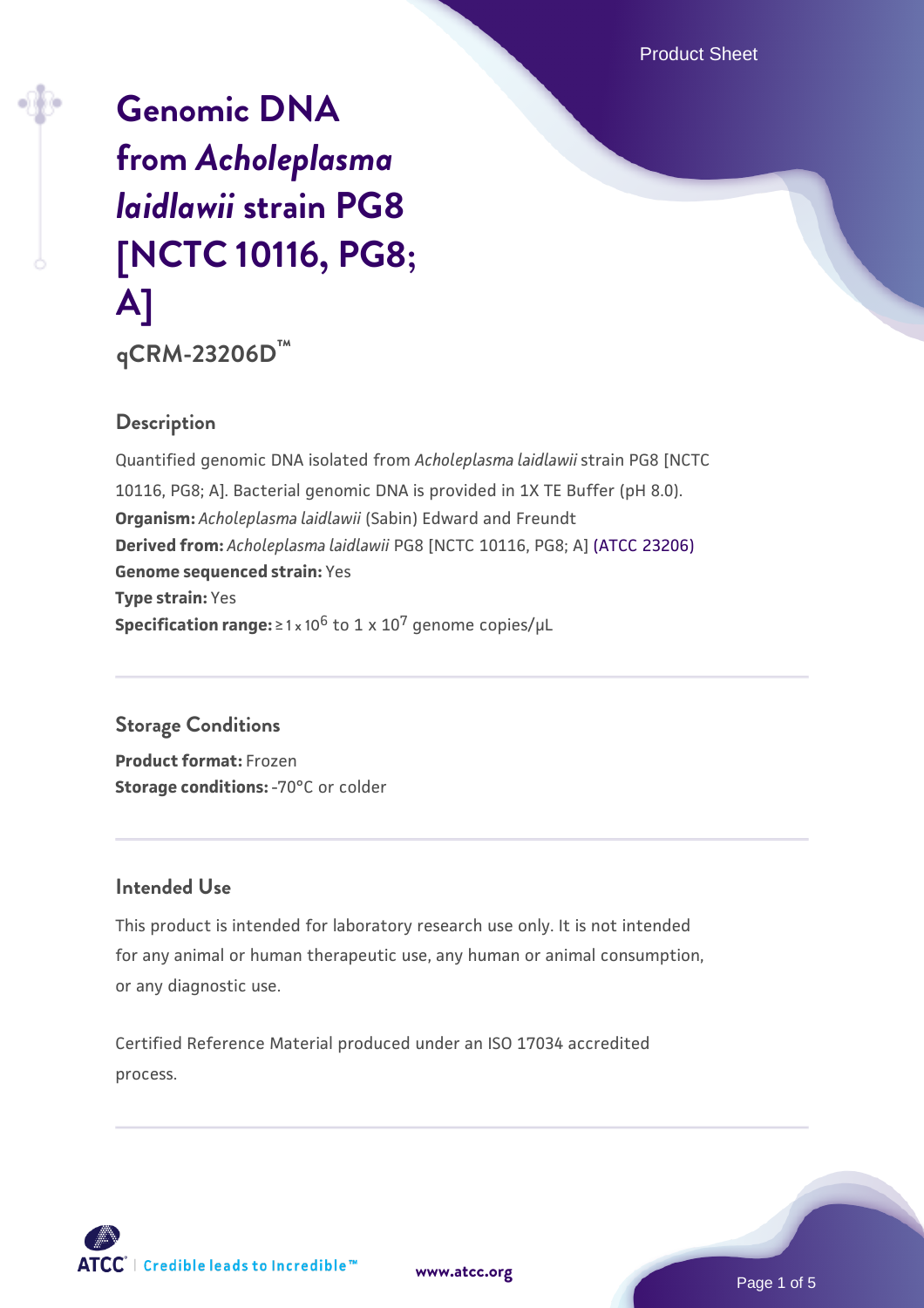# Genomic DNA from *Acholeplasma laidlawii* strain PG8 [NCTC 10116, PG8; A]

## qCRM-23206D™

### Description

Quantified genomic DNA isolated from *Acholeplasma laidlawii* strain PG8 [NCTC 10116, PG8; A]. Bacterial genomic DNA is provided in 1X TE Buffer (pH 8.0).

**Organism:** *Acholeplasma laidlawii* (Sabin) Edward and Freundt

**Derived from:** *Acholeplasma laidlawii* PG8 [NCTC 10116, PG8; A] (ATCC 23206)

**Genome sequenced strain:** Yes

**Type strain:** Yes

**Specification range:** $\geq 1 \times 10^6$ to $1 \times 10^7$ genome copies/µL

### Storage Conditions

**Product format:** Frozen

**Storage conditions:** -70°C or colder

### Intended Use

This product is intended for laboratory research use only. It is not intended for any animal or human therapeutic use, any human or animal consumption, or any diagnostic use.

Certified Reference Material produced under an ISO 17034 accredited process.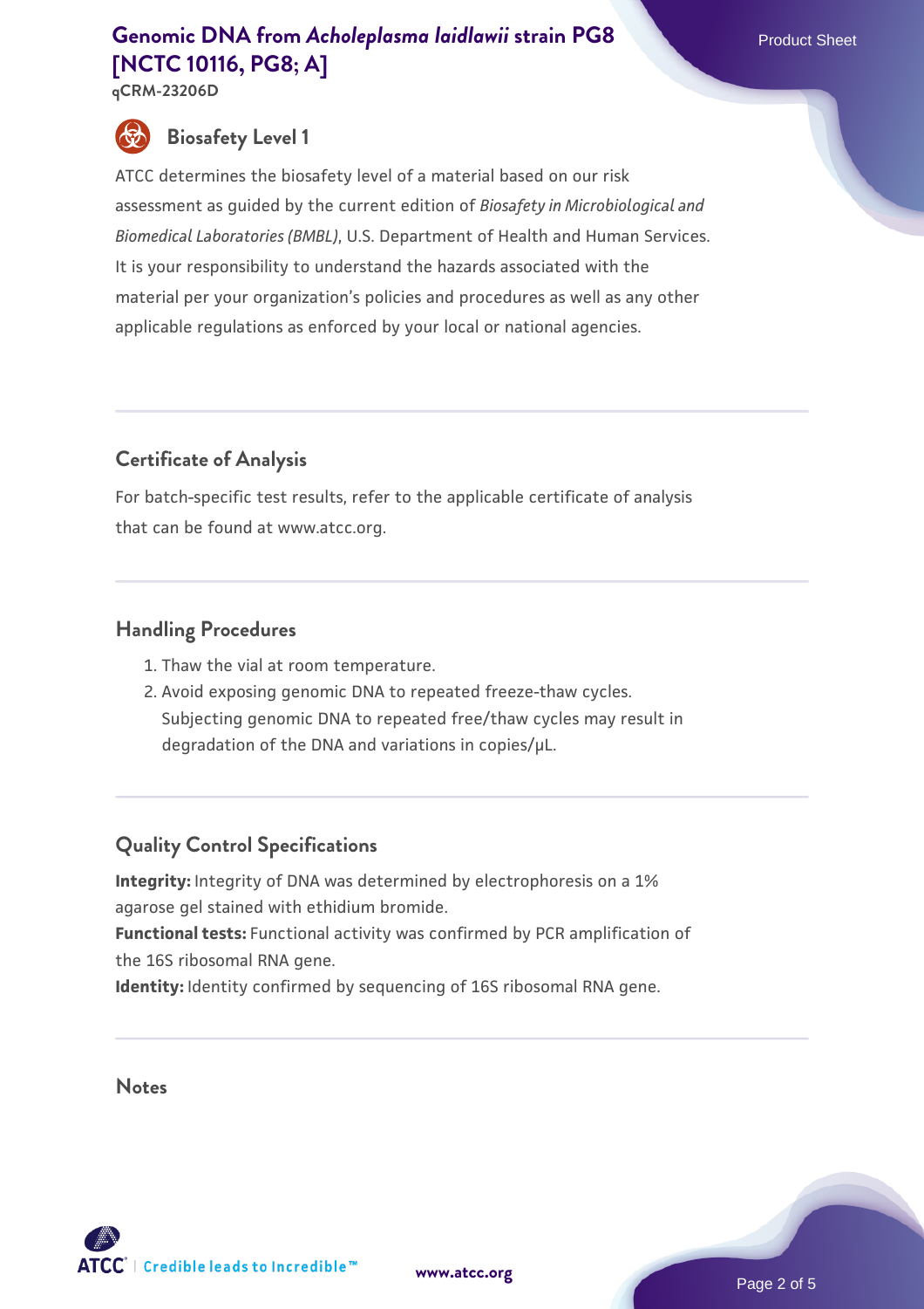## Biosafety Level 1

ATCC determines the biosafety level of a material based on our risk assessment as guided by the current edition of *Biosafety in Microbiological and Biomedical Laboratories (BMBL)*, U.S. Department of Health and Human Services. It is your responsibility to understand the hazards associated with the material per your organization's policies and procedures as well as any other applicable regulations as enforced by your local or national agencies.

## Certificate of Analysis

For batch-specific test results, refer to the applicable certificate of analysis that can be found at www.atcc.org.

## Handling Procedures

1. Thaw the vial at room temperature.
2. Avoid exposing genomic DNA to repeated freeze-thaw cycles. Subjecting genomic DNA to repeated free/thaw cycles may result in degradation of the DNA and variations in copies/µL.

## Quality Control Specifications

**Integrity:** Integrity of DNA was determined by electrophoresis on a 1% agarose gel stained with ethidium bromide.
**Functional tests:** Functional activity was confirmed by PCR amplification of the 16S ribosomal RNA gene.
**Identity:** Identity confirmed by sequencing of 16S ribosomal RNA gene.

## Notes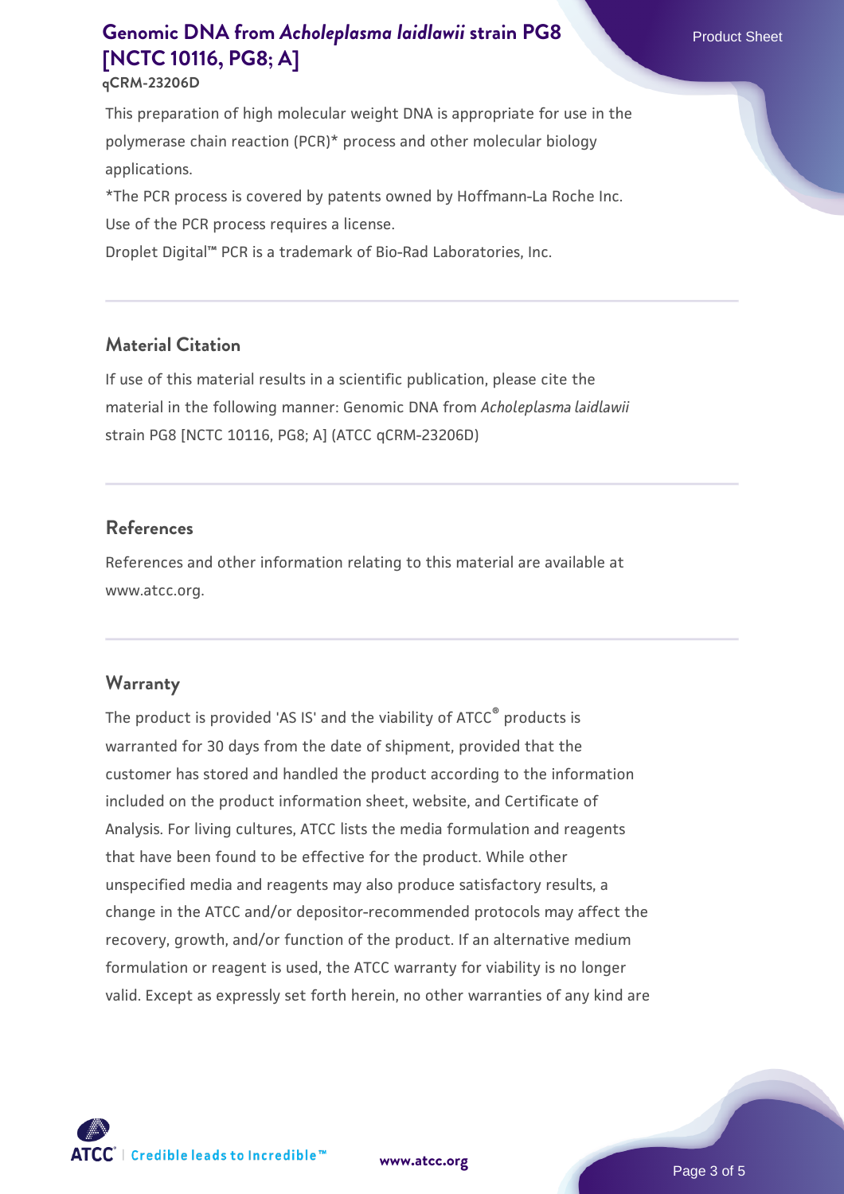This preparation of high molecular weight DNA is appropriate for use in the polymerase chain reaction (PCR)* process and other molecular biology applications.

*The PCR process is covered by patents owned by Hoffmann-La Roche Inc. Use of the PCR process requires a license.

Droplet Digital™ PCR is a trademark of Bio-Rad Laboratories, Inc.

## Material Citation

If use of this material results in a scientific publication, please cite the material in the following manner: Genomic DNA from *Acholeplasma laidlawii* strain PG8 [NCTC 10116, PG8; A] (ATCC qCRM-23206D)

## References

References and other information relating to this material are available at www.atcc.org.

## Warranty

The product is provided 'AS IS' and the viability of ATCC® products is warranted for 30 days from the date of shipment, provided that the customer has stored and handled the product according to the information included on the product information sheet, website, and Certificate of Analysis. For living cultures, ATCC lists the media formulation and reagents that have been found to be effective for the product. While other unspecified media and reagents may also produce satisfactory results, a change in the ATCC and/or depositor-recommended protocols may affect the recovery, growth, and/or function of the product. If an alternative medium formulation or reagent is used, the ATCC warranty for viability is no longer valid. Except as expressly set forth herein, no other warranties of any kind are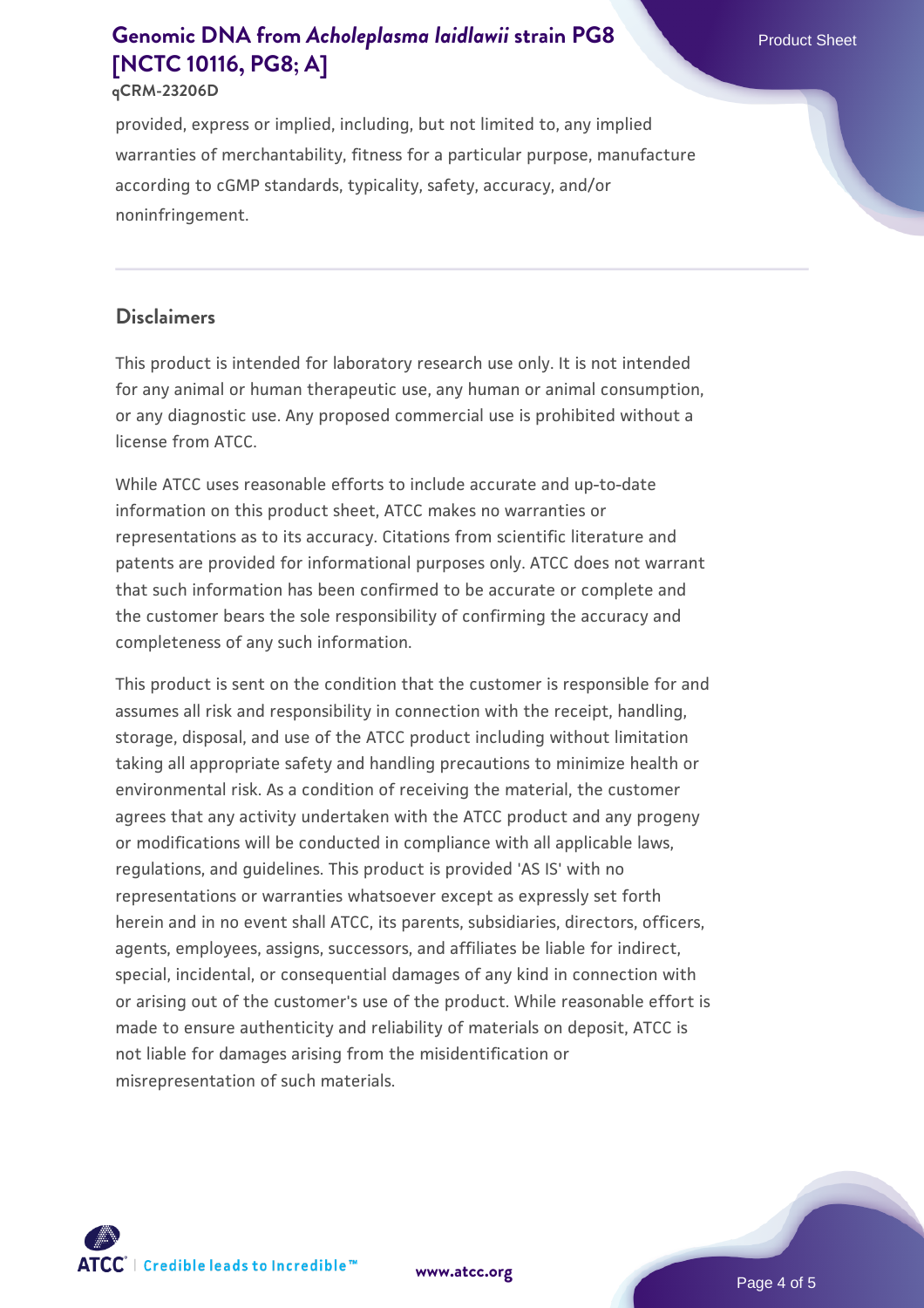provided, express or implied, including, but not limited to, any implied warranties of merchantability, fitness for a particular purpose, manufacture according to cGMP standards, typicality, safety, accuracy, and/or noninfringement.

## Disclaimers

This product is intended for laboratory research use only. It is not intended for any animal or human therapeutic use, any human or animal consumption, or any diagnostic use. Any proposed commercial use is prohibited without a license from ATCC.

While ATCC uses reasonable efforts to include accurate and up-to-date information on this product sheet, ATCC makes no warranties or representations as to its accuracy. Citations from scientific literature and patents are provided for informational purposes only. ATCC does not warrant that such information has been confirmed to be accurate or complete and the customer bears the sole responsibility of confirming the accuracy and completeness of any such information.

This product is sent on the condition that the customer is responsible for and assumes all risk and responsibility in connection with the receipt, handling, storage, disposal, and use of the ATCC product including without limitation taking all appropriate safety and handling precautions to minimize health or environmental risk. As a condition of receiving the material, the customer agrees that any activity undertaken with the ATCC product and any progeny or modifications will be conducted in compliance with all applicable laws, regulations, and guidelines. This product is provided 'AS IS' with no representations or warranties whatsoever except as expressly set forth herein and in no event shall ATCC, its parents, subsidiaries, directors, officers, agents, employees, assigns, successors, and affiliates be liable for indirect, special, incidental, or consequential damages of any kind in connection with or arising out of the customer's use of the product. While reasonable effort is made to ensure authenticity and reliability of materials on deposit, ATCC is not liable for damages arising from the misidentification or misrepresentation of such materials.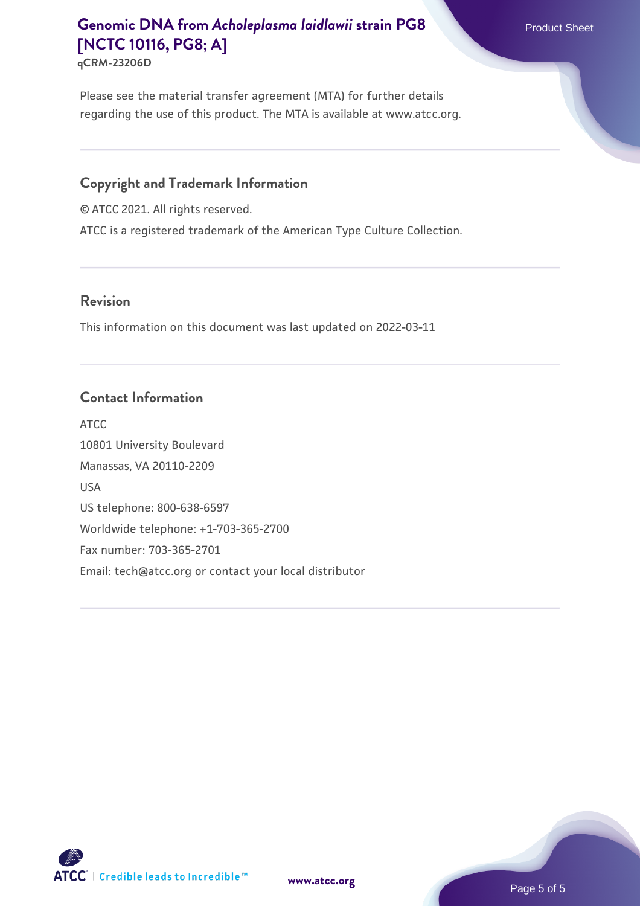Please see the material transfer agreement (MTA) for further details regarding the use of this product. The MTA is available at www.atcc.org.

## Copyright and Trademark Information

© ATCC 2021. All rights reserved.

ATCC is a registered trademark of the American Type Culture Collection.

## Revision

This information on this document was last updated on 2022-03-11

## Contact Information

ATCC
10801 University Boulevard
Manassas, VA 20110-2209
USA
US telephone: 800-638-6597
Worldwide telephone: +1-703-365-2700
Fax number: 703-365-2701
Email: tech@atcc.org or contact your local distributor